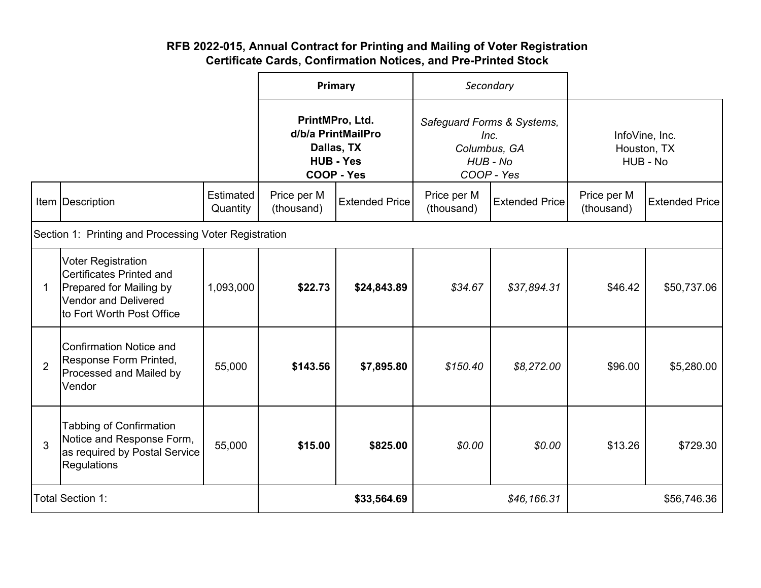**RFB 2022-015, Annual Contract for Printing and Mailing of Voter Registration Certificate Cards, Confirmation Notices, and Pre-Printed Stock**

| | | | **Primary** | | *Secondary* | | | |
|---|---|---|---|---|---|---|---|---|
| | | | **PrintMPro, Ltd. d/b/a PrintMailPro Dallas, TX HUB - Yes COOP - Yes** | | *Safeguard Forms & Systems, Inc. Columbus, GA HUB - No COOP - Yes* | | InfoVine, Inc. Houston, TX HUB - No | |
| Item | Description | Estimated Quantity | Price per M (thousand) | Extended Price | Price per M (thousand) | Extended Price | Price per M (thousand) | Extended Price |
| Section 1: Printing and Processing Voter Registration | | | | | | | | |
| 1 | Voter Registration Certificates Printed and Prepared for Mailing by Vendor and Delivered to Fort Worth Post Office | 1,093,000 | **$22.73** | **$24,843.89** | *$34.67* | *$37,894.31* | $46.42 | $50,737.06 |
| 2 | Confirmation Notice and Response Form Printed, Processed and Mailed by Vendor | 55,000 | **$143.56** | **$7,895.80** | *$150.40* | *$8,272.00* | $96.00 | $5,280.00 |
| 3 | Tabbing of Confirmation Notice and Response Form, as required by Postal Service Regulations | 55,000 | **$15.00** | **$825.00** | *$0.00* | *$0.00* | $13.26 | $729.30 |
| Total Section 1: | | | | **$33,564.69** | | *$46,166.31* | | $56,746.36 |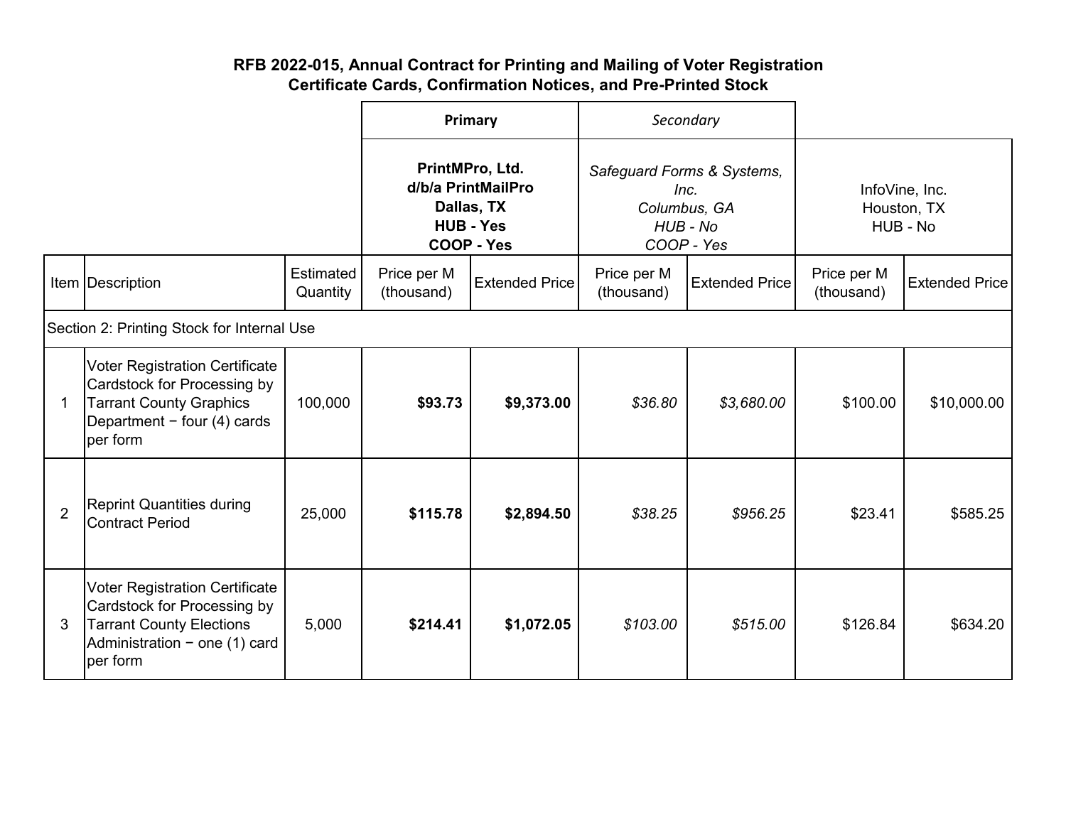**RFB 2022-015, Annual Contract for Printing and Mailing of Voter Registration Certificate Cards, Confirmation Notices, and Pre-Printed Stock**

| | | | **Primary** | | *Secondary* | | | |
|---|---|---|---|---|---|---|---|---|
| | | | **PrintMPro, Ltd. d/b/a PrintMailPro Dallas, TX HUB - Yes COOP - Yes** | | *Safeguard Forms & Systems, Inc. Columbus, GA HUB - No COOP - Yes* | | InfoVine, Inc. Houston, TX HUB - No | |
| Item | Description | Estimated Quantity | Price per M (thousand) | Extended Price | Price per M (thousand) | Extended Price | Price per M (thousand) | Extended Price |
| Section 2: Printing Stock for Internal Use | | | | | | | | |
| 1 | Voter Registration Certificate Cardstock for Processing by Tarrant County Graphics Department − four (4) cards per form | 100,000 | **$93.73** | **$9,373.00** | *$36.80* | *$3,680.00* | $100.00 | $10,000.00 |
| 2 | Reprint Quantities during Contract Period | 25,000 | **$115.78** | **$2,894.50** | *$38.25* | *$956.25* | $23.41 | $585.25 |
| 3 | Voter Registration Certificate Cardstock for Processing by Tarrant County Elections Administration − one (1) card per form | 5,000 | **$214.41** | **$1,072.05** | *$103.00* | *$515.00* | $126.84 | $634.20 |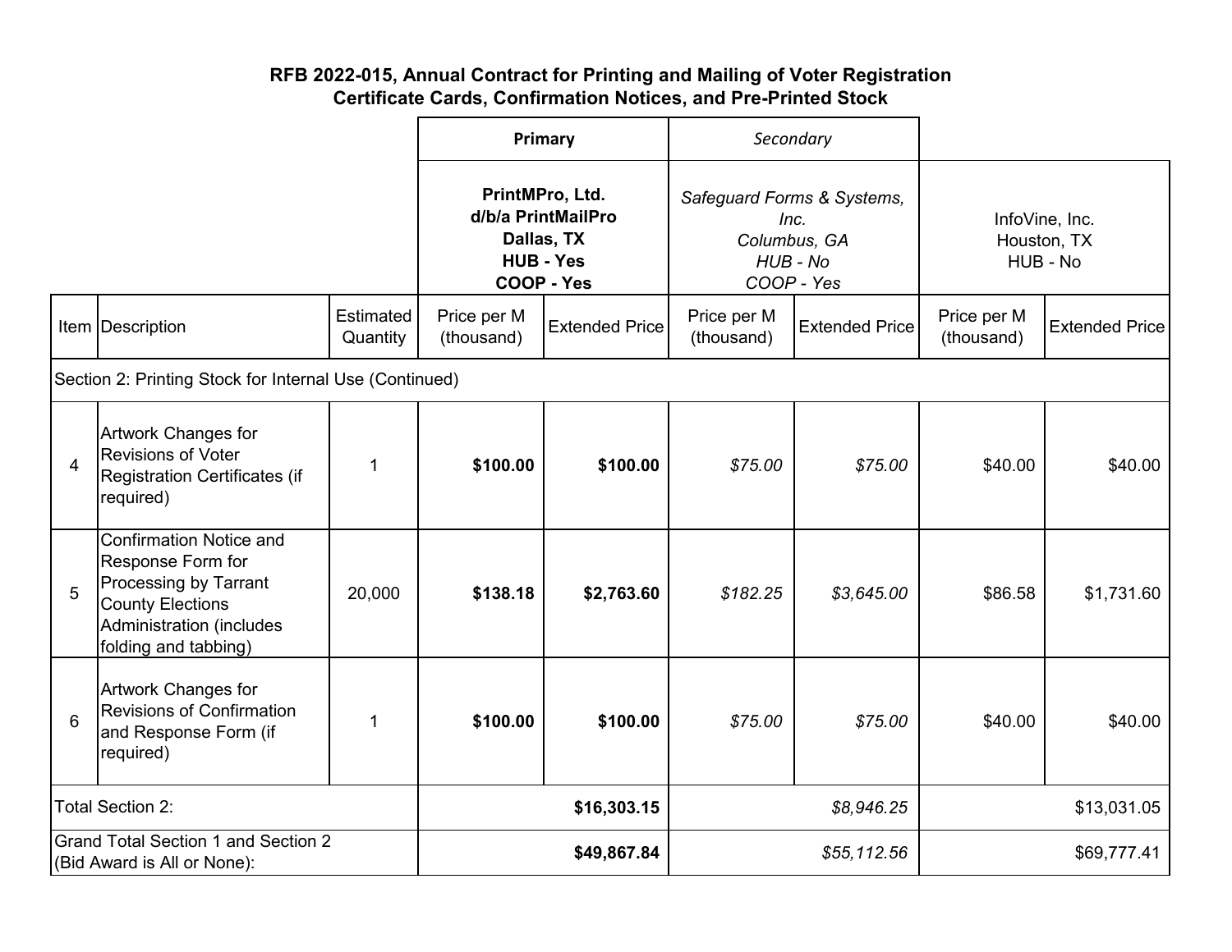**RFB 2022-015, Annual Contract for Printing and Mailing of Voter Registration Certificate Cards, Confirmation Notices, and Pre-Printed Stock**

| | | | **Primary** | | *Secondary* | | | |
|---|---|---|---|---|---|---|---|---|
| | | | **PrintMPro, Ltd. d/b/a PrintMailPro Dallas, TX HUB - Yes COOP - Yes** | | *Safeguard Forms & Systems, Inc. Columbus, GA HUB - No COOP - Yes* | | InfoVine, Inc. Houston, TX HUB - No | |
| Item | Description | Estimated Quantity | Price per M (thousand) | Extended Price | Price per M (thousand) | Extended Price | Price per M (thousand) | Extended Price |
| Section 2: Printing Stock for Internal Use (Continued) | | | | | | | | |
| 4 | Artwork Changes for Revisions of Voter Registration Certificates (if required) | 1 | **$100.00** | **$100.00** | *$75.00* | *$75.00* | $40.00 | $40.00 |
| 5 | Confirmation Notice and Response Form for Processing by Tarrant County Elections Administration (includes folding and tabbing) | 20,000 | **$138.18** | **$2,763.60** | *$182.25* | *$3,645.00* | $86.58 | $1,731.60 |
| 6 | Artwork Changes for Revisions of Confirmation and Response Form (if required) | 1 | **$100.00** | **$100.00** | *$75.00* | *$75.00* | $40.00 | $40.00 |
| Total Section 2: | | | | **$16,303.15** | | *$8,946.25* | | $13,031.05 |
| Grand Total Section 1 and Section 2 (Bid Award is All or None): | | | | **$49,867.84** | | *$55,112.56* | | $69,777.41 |